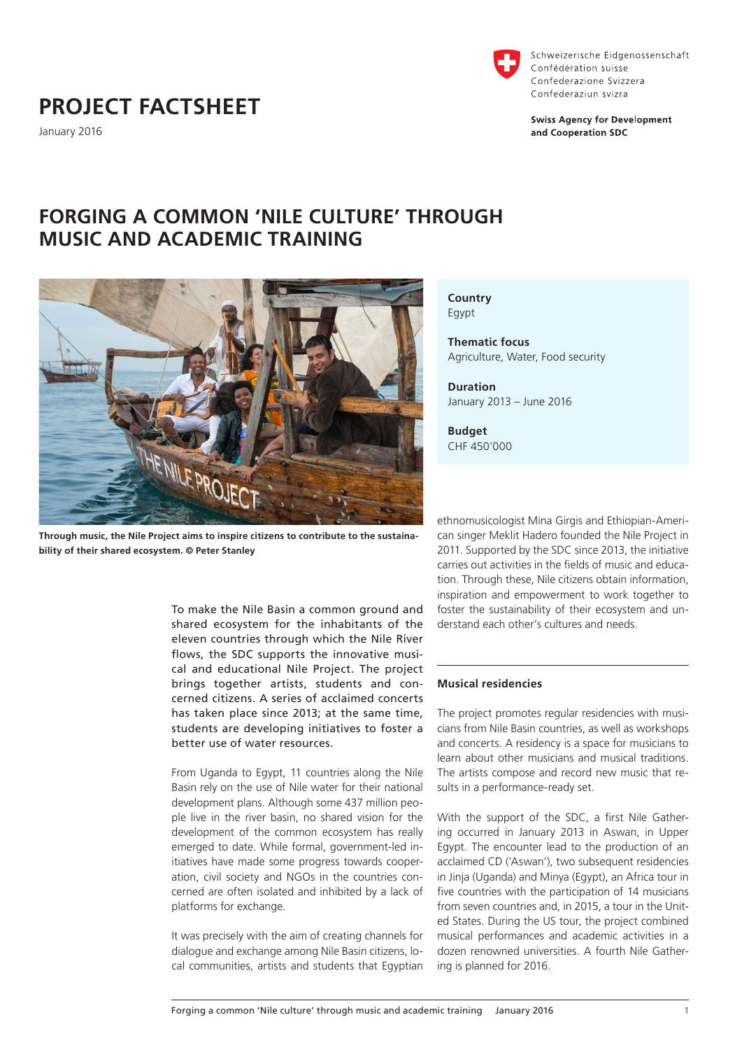Schweizerische Eidgenossenschaft
Confédération suisse
Confederazione Svizzera
Confederaziun svizra

**Swiss Agency for Development and Cooperation SDC**

# PROJECT FACTSHEET

January 2016

## FORGING A COMMON 'NILE CULTURE' THROUGH MUSIC AND ACADEMIC TRAINING

**Through music, the Nile Project aims to inspire citizens to contribute to the sustainability of their shared ecosystem. © Peter Stanley**

**Country**
Egypt

**Thematic focus**
Agriculture, Water, Food security

**Duration**
January 2013 – June 2016

**Budget**
CHF 450'000

To make the Nile Basin a common ground and shared ecosystem for the inhabitants of the eleven countries through which the Nile River flows, the SDC supports the innovative musical and educational Nile Project. The project brings together artists, students and concerned citizens. A series of acclaimed concerts has taken place since 2013; at the same time, students are developing initiatives to foster a better use of water resources.

From Uganda to Egypt, 11 countries along the Nile Basin rely on the use of Nile water for their national development plans. Although some 437 million people live in the river basin, no shared vision for the development of the common ecosystem has really emerged to date. While formal, government-led initiatives have made some progress towards cooperation, civil society and NGOs in the countries concerned are often isolated and inhibited by a lack of platforms for exchange.

It was precisely with the aim of creating channels for dialogue and exchange among Nile Basin citizens, local communities, artists and students that Egyptian ethnomusicologist Mina Girgis and Ethiopian-American singer Meklit Hadero founded the Nile Project in 2011. Supported by the SDC since 2013, the initiative carries out activities in the fields of music and education. Through these, Nile citizens obtain information, inspiration and empowerment to work together to foster the sustainability of their ecosystem and understand each other's cultures and needs.

### Musical residencies

The project promotes regular residencies with musicians from Nile Basin countries, as well as workshops and concerts. A residency is a space for musicians to learn about other musicians and musical traditions. The artists compose and record new music that results in a performance-ready set.

With the support of the SDC, a first Nile Gathering occurred in January 2013 in Aswan, in Upper Egypt. The encounter lead to the production of an acclaimed CD ('Aswan'), two subsequent residencies in Jinja (Uganda) and Minya (Egypt), an Africa tour in five countries with the participation of 14 musicians from seven countries and, in 2015, a tour in the United States. During the US tour, the project combined musical performances and academic activities in a dozen renowned universities. A fourth Nile Gathering is planned for 2016.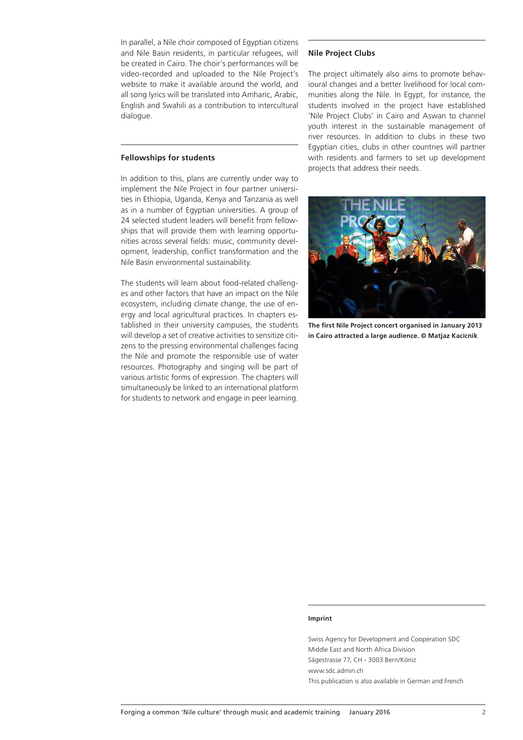In parallel, a Nile choir composed of Egyptian citizens and Nile Basin residents, in particular refugees, will be created in Cairo. The choir's performances will be video-recorded and uploaded to the Nile Project's website to make it available around the world, and all song lyrics will be translated into Amharic, Arabic, English and Swahili as a contribution to intercultural dialogue.

## Fellowships for students

In addition to this, plans are currently under way to implement the Nile Project in four partner universities in Ethiopia, Uganda, Kenya and Tanzania as well as in a number of Egyptian universities. A group of 24 selected student leaders will benefit from fellowships that will provide them with learning opportunities across several fields: music, community development, leadership, conflict transformation and the Nile Basin environmental sustainability.

The students will learn about food-related challenges and other factors that have an impact on the Nile ecosystem, including climate change, the use of energy and local agricultural practices. In chapters established in their university campuses, the students will develop a set of creative activities to sensitize citizens to the pressing environmental challenges facing the Nile and promote the responsible use of water resources. Photography and singing will be part of various artistic forms of expression. The chapters will simultaneously be linked to an international platform for students to network and engage in peer learning.

## Nile Project Clubs

The project ultimately also aims to promote behavioural changes and a better livelihood for local communities along the Nile. In Egypt, for instance, the students involved in the project have established 'Nile Project Clubs' in Cairo and Aswan to channel youth interest in the sustainable management of river resources. In addition to clubs in these two Egyptian cities, clubs in other countries will partner with residents and farmers to set up development projects that address their needs.

**The first Nile Project concert organised in January 2013 in Cairo attracted a large audience. © Matjaz Kacicnik**

**Imprint**

Swiss Agency for Development and Cooperation SDC
Middle East and North Africa Division
Sägestrasse 77, CH - 3003 Bern/Köniz
www.sdc.admin.ch
This publication is also available in German and French